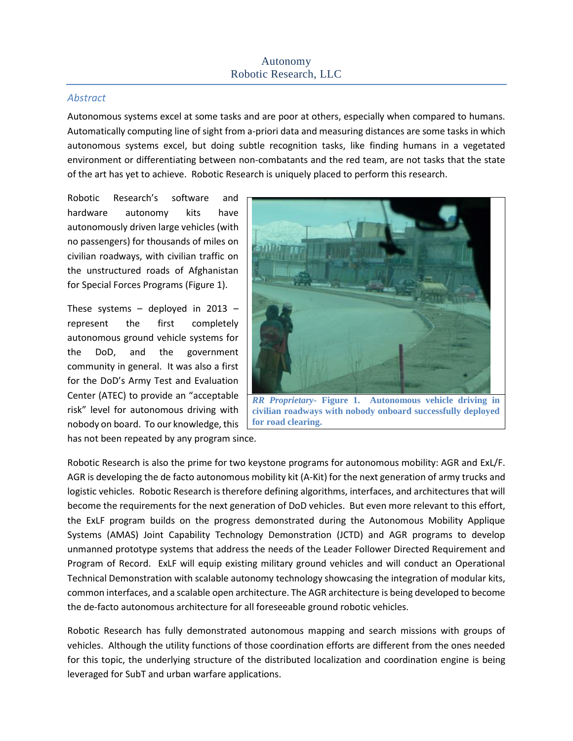# Autonomy
Robotic Research, LLC

## *Abstract*

Autonomous systems excel at some tasks and are poor at others, especially when compared to humans. Automatically computing line of sight from a-priori data and measuring distances are some tasks in which autonomous systems excel, but doing subtle recognition tasks, like finding humans in a vegetated environment or differentiating between non-combatants and the red team, are not tasks that the state of the art has yet to achieve. Robotic Research is uniquely placed to perform this research.

Robotic Research's software and hardware autonomy kits have autonomously driven large vehicles (with no passengers) for thousands of miles on civilian roadways, with civilian traffic on the unstructured roads of Afghanistan for Special Forces Programs (Figure 1).

*RR Proprietary-* **Figure 1. Autonomous vehicle driving in civilian roadways with nobody onboard successfully deployed for road clearing.**

These systems – deployed in 2013 – represent the first completely autonomous ground vehicle systems for the DoD, and the government community in general. It was also a first for the DoD's Army Test and Evaluation Center (ATEC) to provide an "acceptable risk" level for autonomous driving with nobody on board. To our knowledge, this has not been repeated by any program since.

Robotic Research is also the prime for two keystone programs for autonomous mobility: AGR and ExL/F. AGR is developing the de facto autonomous mobility kit (A-Kit) for the next generation of army trucks and logistic vehicles. Robotic Research is therefore defining algorithms, interfaces, and architectures that will become the requirements for the next generation of DoD vehicles. But even more relevant to this effort, the ExLF program builds on the progress demonstrated during the Autonomous Mobility Applique Systems (AMAS) Joint Capability Technology Demonstration (JCTD) and AGR programs to develop unmanned prototype systems that address the needs of the Leader Follower Directed Requirement and Program of Record. ExLF will equip existing military ground vehicles and will conduct an Operational Technical Demonstration with scalable autonomy technology showcasing the integration of modular kits, common interfaces, and a scalable open architecture. The AGR architecture is being developed to become the de-facto autonomous architecture for all foreseeable ground robotic vehicles.

Robotic Research has fully demonstrated autonomous mapping and search missions with groups of vehicles. Although the utility functions of those coordination efforts are different from the ones needed for this topic, the underlying structure of the distributed localization and coordination engine is being leveraged for SubT and urban warfare applications.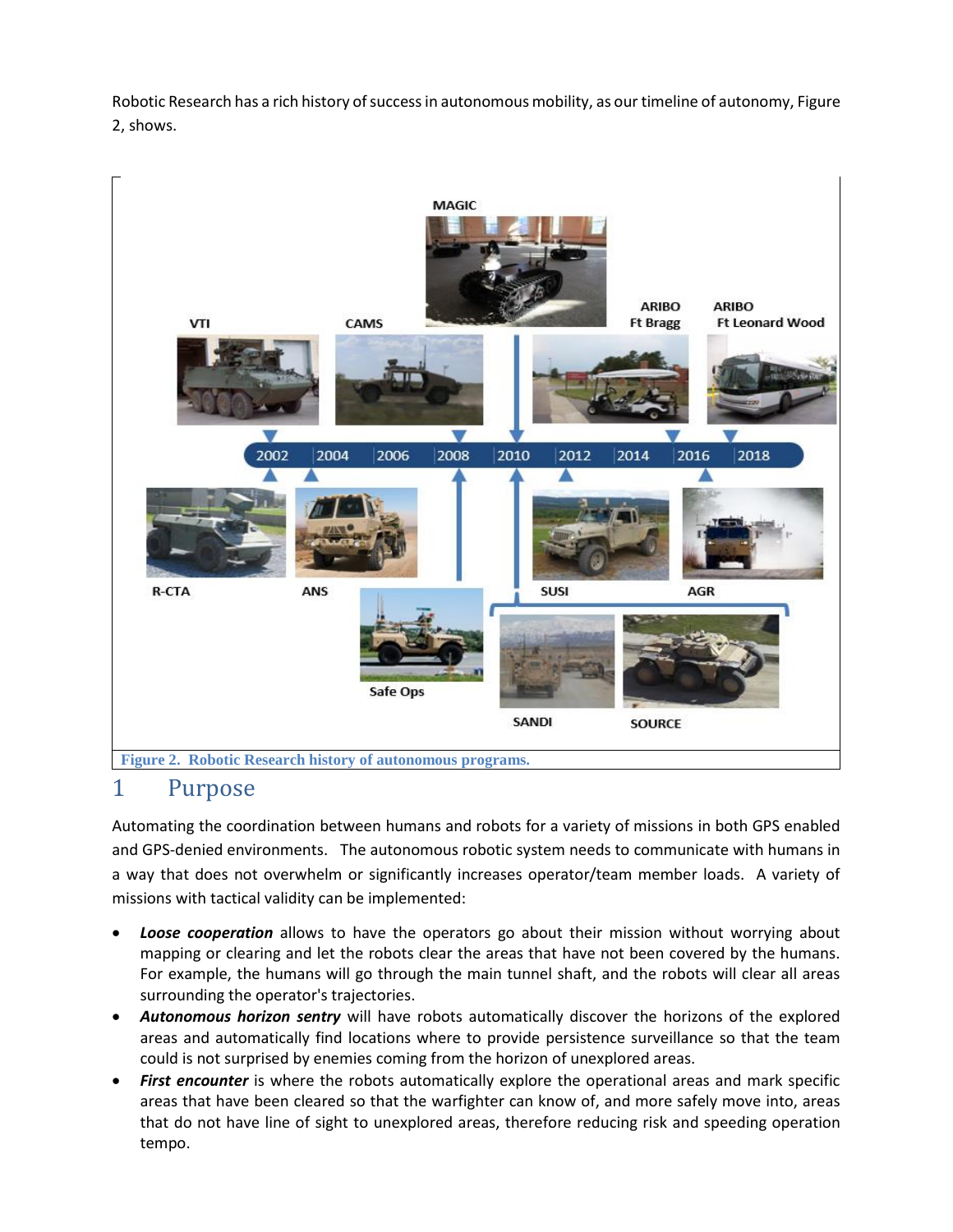Robotic Research has a rich history of success in autonomous mobility, as our timeline of autonomy, Figure 2, shows.

Figure 2. Robotic Research history of autonomous programs.

# 1 Purpose

Automating the coordination between humans and robots for a variety of missions in both GPS enabled and GPS-denied environments. The autonomous robotic system needs to communicate with humans in a way that does not overwhelm or significantly increases operator/team member loads. A variety of missions with tactical validity can be implemented:

- ***Loose cooperation*** allows to have the operators go about their mission without worrying about mapping or clearing and let the robots clear the areas that have not been covered by the humans. For example, the humans will go through the main tunnel shaft, and the robots will clear all areas surrounding the operator's trajectories.
- ***Autonomous horizon sentry*** will have robots automatically discover the horizons of the explored areas and automatically find locations where to provide persistence surveillance so that the team could is not surprised by enemies coming from the horizon of unexplored areas.
- ***First encounter*** is where the robots automatically explore the operational areas and mark specific areas that have been cleared so that the warfighter can know of, and more safely move into, areas that do not have line of sight to unexplored areas, therefore reducing risk and speeding operation tempo.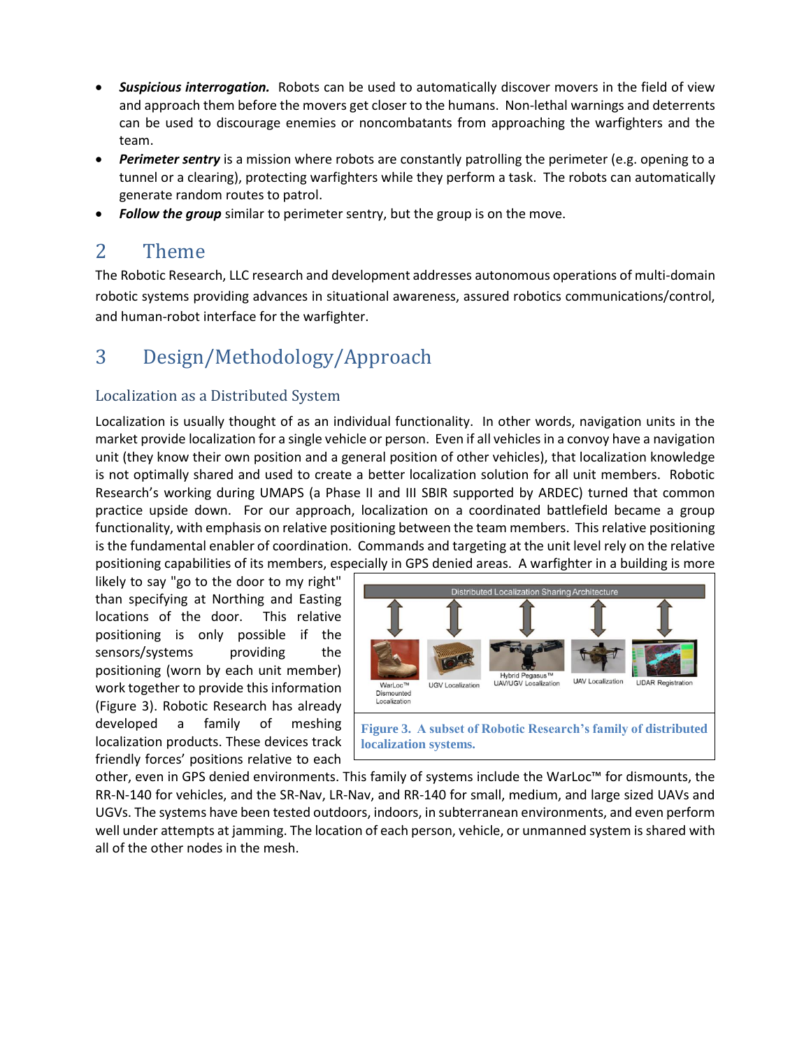- ***Suspicious interrogation.*** Robots can be used to automatically discover movers in the field of view and approach them before the movers get closer to the humans. Non-lethal warnings and deterrents can be used to discourage enemies or noncombatants from approaching the warfighters and the team.
- ***Perimeter sentry*** is a mission where robots are constantly patrolling the perimeter (e.g. opening to a tunnel or a clearing), protecting warfighters while they perform a task. The robots can automatically generate random routes to patrol.
- ***Follow the group*** similar to perimeter sentry, but the group is on the move.

# 2 Theme

The Robotic Research, LLC research and development addresses autonomous operations of multi-domain robotic systems providing advances in situational awareness, assured robotics communications/control, and human-robot interface for the warfighter.

# 3 Design/Methodology/Approach

## Localization as a Distributed System

Localization is usually thought of as an individual functionality. In other words, navigation units in the market provide localization for a single vehicle or person. Even if all vehicles in a convoy have a navigation unit (they know their own position and a general position of other vehicles), that localization knowledge is not optimally shared and used to create a better localization solution for all unit members. Robotic Research's working during UMAPS (a Phase II and III SBIR supported by ARDEC) turned that common practice upside down. For our approach, localization on a coordinated battlefield became a group functionality, with emphasis on relative positioning between the team members. This relative positioning is the fundamental enabler of coordination. Commands and targeting at the unit level rely on the relative positioning capabilities of its members, especially in GPS denied areas. A warfighter in a building is more likely to say "go to the door to my right" than specifying at Northing and Easting locations of the door. This relative positioning is only possible if the sensors/systems providing the positioning (worn by each unit member) work together to provide this information (Figure 3). Robotic Research has already developed a family of meshing localization products. These devices track friendly forces' positions relative to each other, even in GPS denied environments. This family of systems include the WarLoc™ for dismounts, the RR-N-140 for vehicles, and the SR-Nav, LR-Nav, and RR-140 for small, medium, and large sized UAVs and UGVs. The systems have been tested outdoors, indoors, in subterranean environments, and even perform well under attempts at jamming. The location of each person, vehicle, or unmanned system is shared with all of the other nodes in the mesh.

**Figure 3. A subset of Robotic Research's family of distributed localization systems.**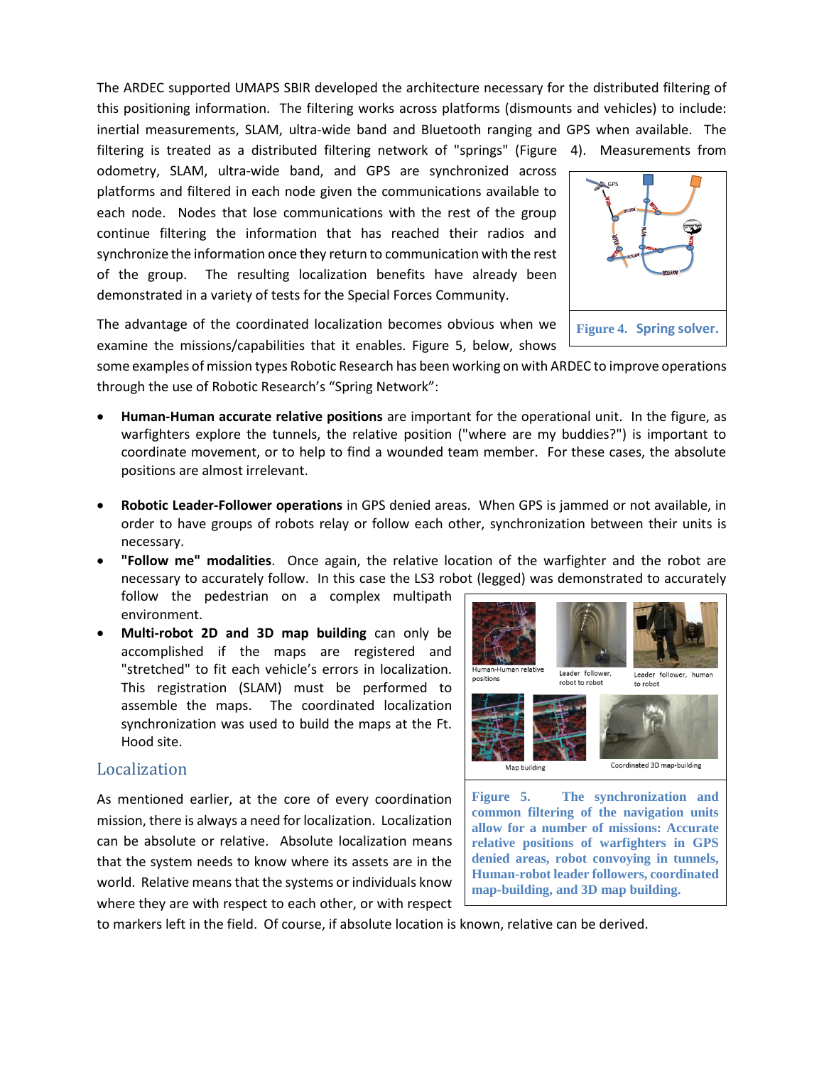The ARDEC supported UMAPS SBIR developed the architecture necessary for the distributed filtering of this positioning information. The filtering works across platforms (dismounts and vehicles) to include: inertial measurements, SLAM, ultra-wide band and Bluetooth ranging and GPS when available. The filtering is treated as a distributed filtering network of "springs" (Figure 4). Measurements from odometry, SLAM, ultra-wide band, and GPS are synchronized across platforms and filtered in each node given the communications available to each node. Nodes that lose communications with the rest of the group continue filtering the information that has reached their radios and synchronize the information once they return to communication with the rest of the group. The resulting localization benefits have already been demonstrated in a variety of tests for the Special Forces Community.

**Figure 4. Spring solver.**

The advantage of the coordinated localization becomes obvious when we examine the missions/capabilities that it enables. Figure 5, below, shows some examples of mission types Robotic Research has been working on with ARDEC to improve operations through the use of Robotic Research's "Spring Network":

- **Human-Human accurate relative positions** are important for the operational unit. In the figure, as warfighters explore the tunnels, the relative position ("where are my buddies?") is important to coordinate movement, or to help to find a wounded team member. For these cases, the absolute positions are almost irrelevant.

- **Robotic Leader-Follower operations** in GPS denied areas. When GPS is jammed or not available, in order to have groups of robots relay or follow each other, synchronization between their units is necessary.
- **"Follow me" modalities**. Once again, the relative location of the warfighter and the robot are necessary to accurately follow. In this case the LS3 robot (legged) was demonstrated to accurately follow the pedestrian on a complex multipath environment.
- **Multi-robot 2D and 3D map building** can only be accomplished if the maps are registered and "stretched" to fit each vehicle's errors in localization. This registration (SLAM) must be performed to assemble the maps. The coordinated localization synchronization was used to build the maps at the Ft. Hood site.

**Figure 5. The synchronization and common filtering of the navigation units allow for a number of missions: Accurate relative positions of warfighters in GPS denied areas, robot convoying in tunnels, Human-robot leader followers, coordinated map-building, and 3D map building.**

## Localization

As mentioned earlier, at the core of every coordination mission, there is always a need for localization. Localization can be absolute or relative. Absolute localization means that the system needs to know where its assets are in the world. Relative means that the systems or individuals know where they are with respect to each other, or with respect to markers left in the field. Of course, if absolute location is known, relative can be derived.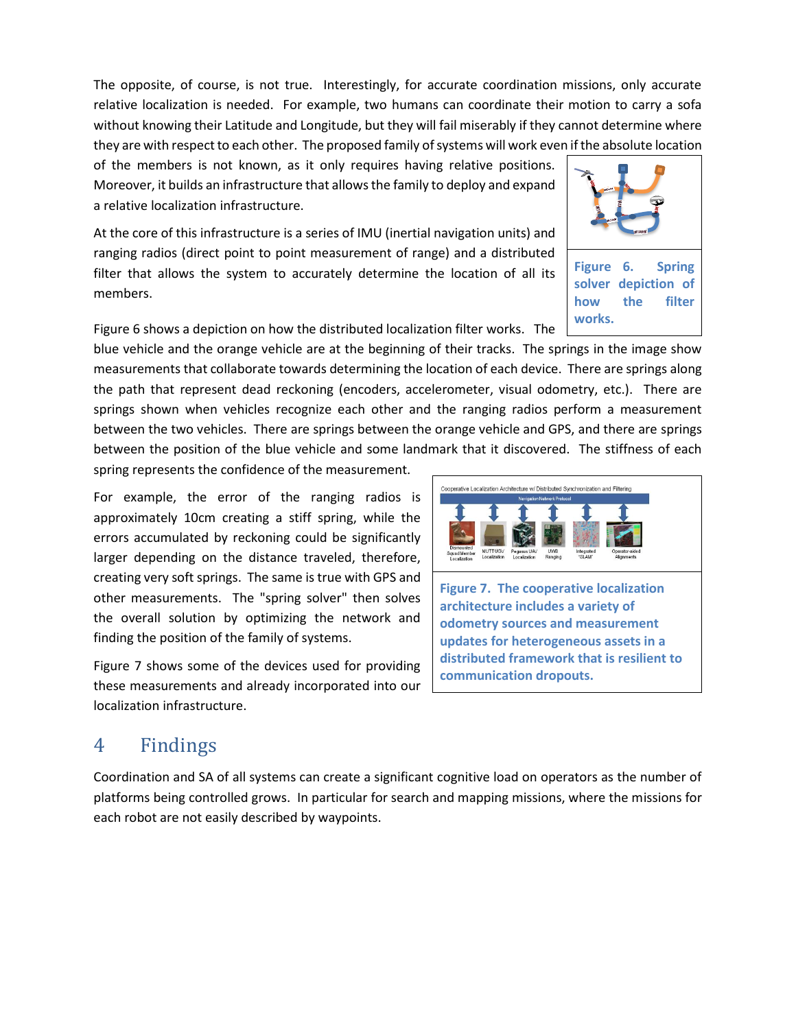The opposite, of course, is not true. Interestingly, for accurate coordination missions, only accurate relative localization is needed. For example, two humans can coordinate their motion to carry a sofa without knowing their Latitude and Longitude, but they will fail miserably if they cannot determine where they are with respect to each other. The proposed family of systems will work even if the absolute location of the members is not known, as it only requires having relative positions. Moreover, it builds an infrastructure that allows the family to deploy and expand a relative localization infrastructure.

At the core of this infrastructure is a series of IMU (inertial navigation units) and ranging radios (direct point to point measurement of range) and a distributed filter that allows the system to accurately determine the location of all its members.

**Figure 6. Spring solver depiction of how the filter works.**

Figure 6 shows a depiction on how the distributed localization filter works. The blue vehicle and the orange vehicle are at the beginning of their tracks. The springs in the image show measurements that collaborate towards determining the location of each device. There are springs along the path that represent dead reckoning (encoders, accelerometer, visual odometry, etc.). There are springs shown when vehicles recognize each other and the ranging radios perform a measurement between the two vehicles. There are springs between the orange vehicle and GPS, and there are springs between the position of the blue vehicle and some landmark that it discovered. The stiffness of each spring represents the confidence of the measurement.

For example, the error of the ranging radios is approximately 10cm creating a stiff spring, while the errors accumulated by reckoning could be significantly larger depending on the distance traveled, therefore, creating very soft springs. The same is true with GPS and other measurements. The "spring solver" then solves the overall solution by optimizing the network and finding the position of the family of systems.

Figure 7 shows some of the devices used for providing these measurements and already incorporated into our localization infrastructure.

**Figure 7. The cooperative localization architecture includes a variety of odometry sources and measurement updates for heterogeneous assets in a distributed framework that is resilient to communication dropouts.**

## 4 Findings

Coordination and SA of all systems can create a significant cognitive load on operators as the number of platforms being controlled grows. In particular for search and mapping missions, where the missions for each robot are not easily described by waypoints.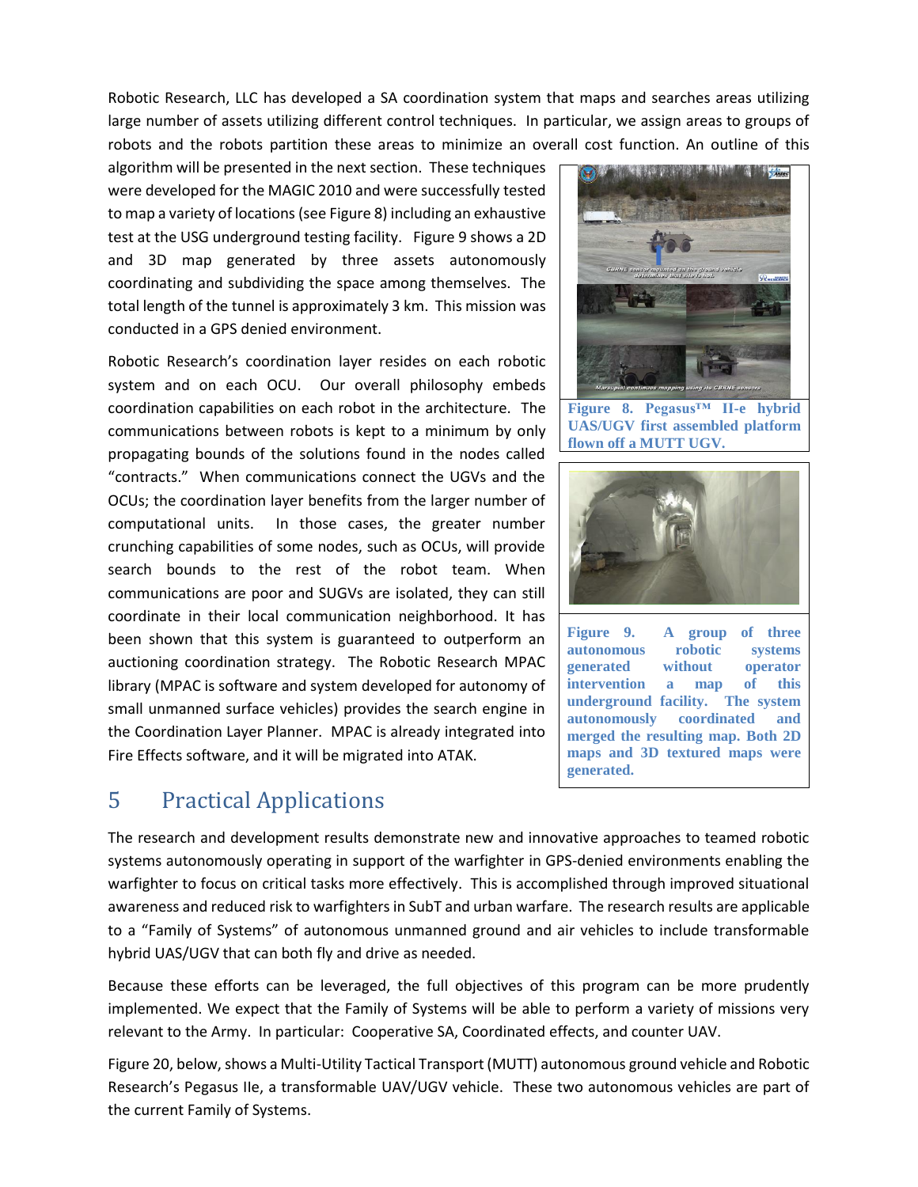Robotic Research, LLC has developed a SA coordination system that maps and searches areas utilizing large number of assets utilizing different control techniques. In particular, we assign areas to groups of robots and the robots partition these areas to minimize an overall cost function. An outline of this algorithm will be presented in the next section. These techniques were developed for the MAGIC 2010 and were successfully tested to map a variety of locations (see Figure 8) including an exhaustive test at the USG underground testing facility. Figure 9 shows a 2D and 3D map generated by three assets autonomously coordinating and subdividing the space among themselves. The total length of the tunnel is approximately 3 km. This mission was conducted in a GPS denied environment.

**Figure 8. Pegasus™ II-e hybrid UAS/UGV first assembled platform flown off a MUTT UGV.**

Robotic Research's coordination layer resides on each robotic system and on each OCU. Our overall philosophy embeds coordination capabilities on each robot in the architecture. The communications between robots is kept to a minimum by only propagating bounds of the solutions found in the nodes called "contracts." When communications connect the UGVs and the OCUs; the coordination layer benefits from the larger number of computational units. In those cases, the greater number crunching capabilities of some nodes, such as OCUs, will provide search bounds to the rest of the robot team. When communications are poor and SUGVs are isolated, they can still coordinate in their local communication neighborhood. It has been shown that this system is guaranteed to outperform an auctioning coordination strategy. The Robotic Research MPAC library (MPAC is software and system developed for autonomy of small unmanned surface vehicles) provides the search engine in the Coordination Layer Planner. MPAC is already integrated into Fire Effects software, and it will be migrated into ATAK.

**Figure 9. A group of three autonomous robotic systems generated without operator intervention a map of this underground facility. The system autonomously coordinated and merged the resulting map. Both 2D maps and 3D textured maps were generated.**

# 5 Practical Applications

The research and development results demonstrate new and innovative approaches to teamed robotic systems autonomously operating in support of the warfighter in GPS-denied environments enabling the warfighter to focus on critical tasks more effectively. This is accomplished through improved situational awareness and reduced risk to warfighters in SubT and urban warfare. The research results are applicable to a "Family of Systems" of autonomous unmanned ground and air vehicles to include transformable hybrid UAS/UGV that can both fly and drive as needed.

Because these efforts can be leveraged, the full objectives of this program can be more prudently implemented. We expect that the Family of Systems will be able to perform a variety of missions very relevant to the Army. In particular: Cooperative SA, Coordinated effects, and counter UAV.

Figure 20, below, shows a Multi-Utility Tactical Transport (MUTT) autonomous ground vehicle and Robotic Research's Pegasus IIe, a transformable UAV/UGV vehicle. These two autonomous vehicles are part of the current Family of Systems.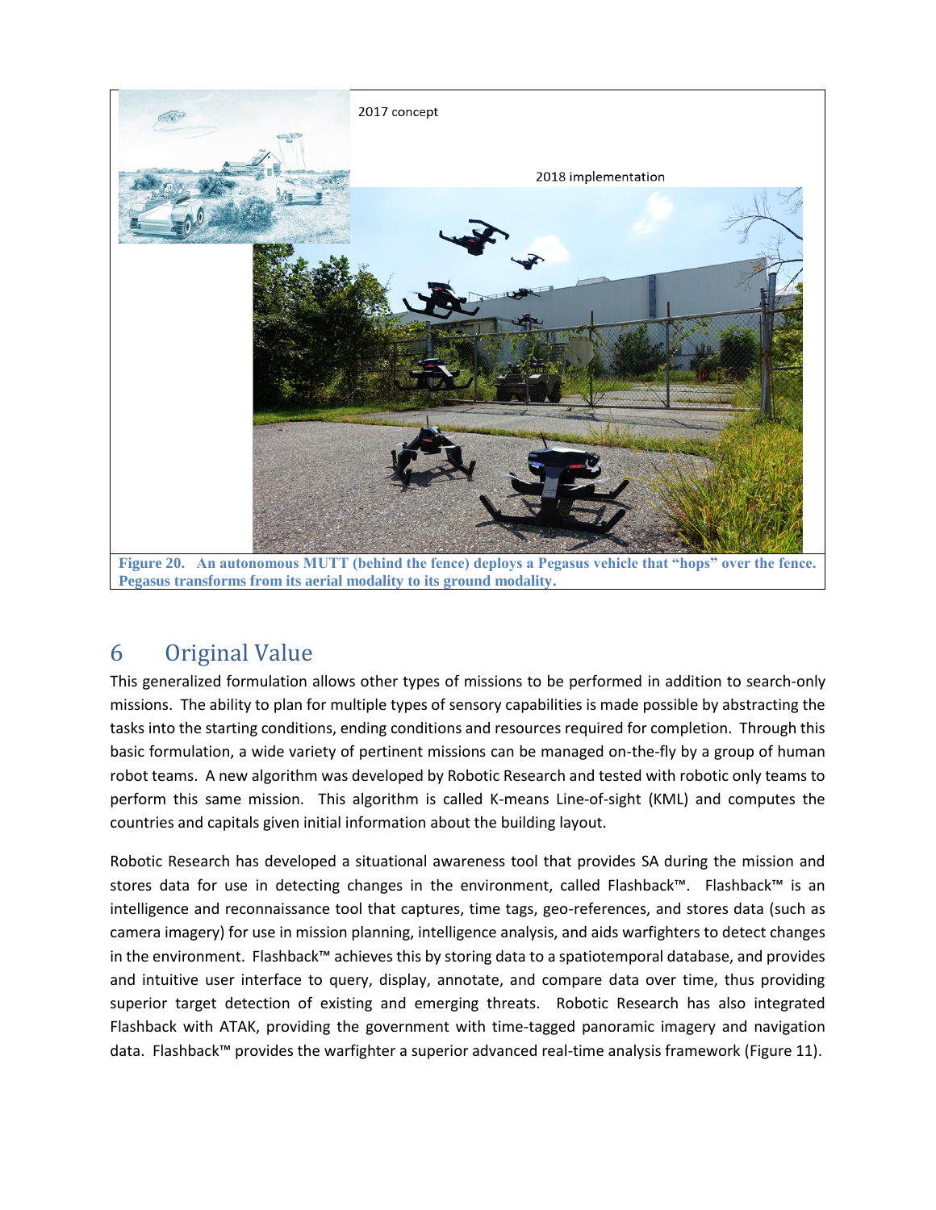2017 concept

2018 implementation

**Figure 20. An autonomous MUTT (behind the fence) deploys a Pegasus vehicle that "hops" over the fence. Pegasus transforms from its aerial modality to its ground modality.**

# 6 Original Value

This generalized formulation allows other types of missions to be performed in addition to search-only missions. The ability to plan for multiple types of sensory capabilities is made possible by abstracting the tasks into the starting conditions, ending conditions and resources required for completion. Through this basic formulation, a wide variety of pertinent missions can be managed on-the-fly by a group of human robot teams. A new algorithm was developed by Robotic Research and tested with robotic only teams to perform this same mission. This algorithm is called K-means Line-of-sight (KML) and computes the countries and capitals given initial information about the building layout.

Robotic Research has developed a situational awareness tool that provides SA during the mission and stores data for use in detecting changes in the environment, called Flashback™. Flashback™ is an intelligence and reconnaissance tool that captures, time tags, geo-references, and stores data (such as camera imagery) for use in mission planning, intelligence analysis, and aids warfighters to detect changes in the environment. Flashback™ achieves this by storing data to a spatiotemporal database, and provides and intuitive user interface to query, display, annotate, and compare data over time, thus providing superior target detection of existing and emerging threats. Robotic Research has also integrated Flashback with ATAK, providing the government with time-tagged panoramic imagery and navigation data. Flashback™ provides the warfighter a superior advanced real-time analysis framework (Figure 11).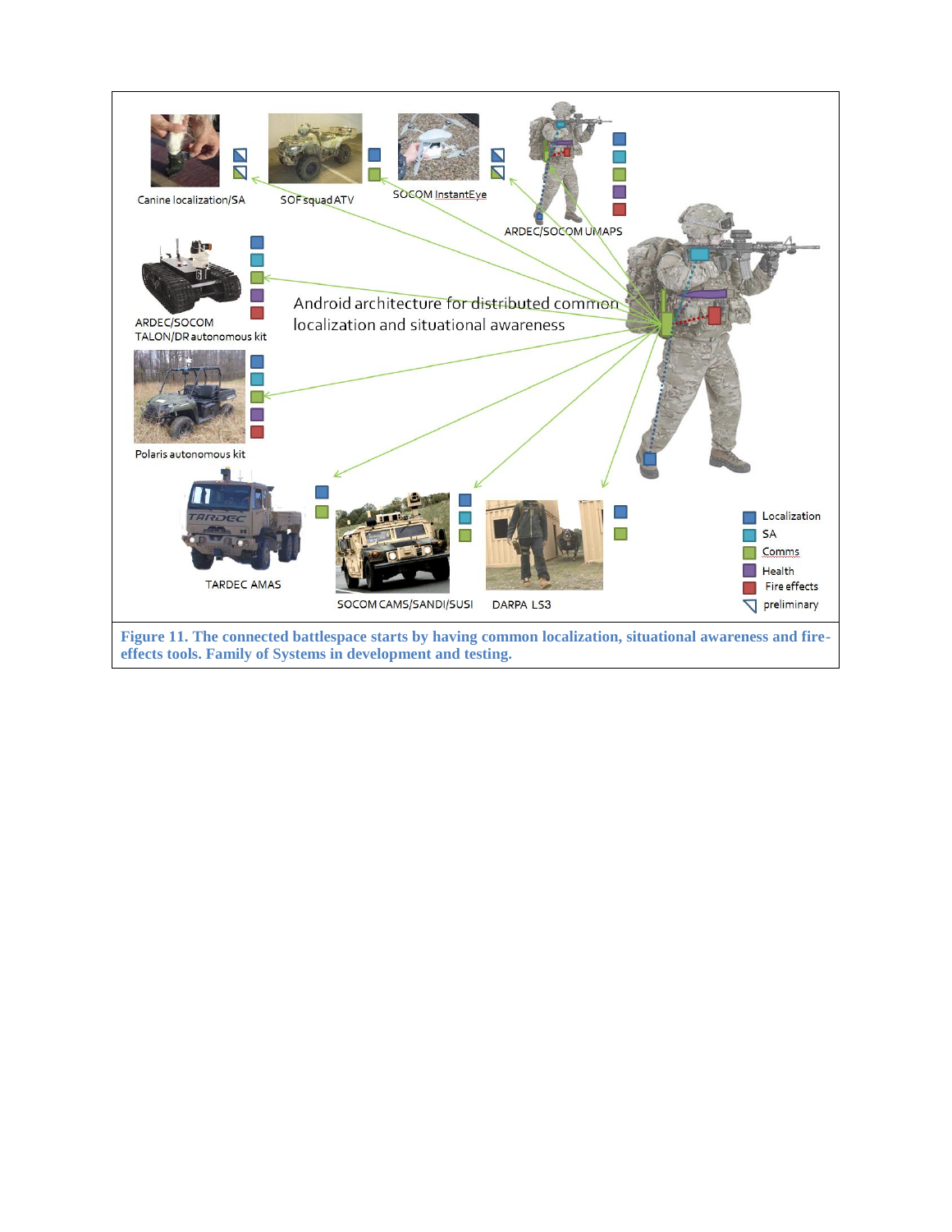Canine localization/SA

SOF squad ATV

SOCOM InstantEye

ARDEC/SOCOM UMAPS

ARDEC/SOCOM TALON/DR autonomous kit

Android architecture for distributed common localization and situational awareness

Polaris autonomous kit

TARDEC AMAS

SOCOM CAMS/SANDI/SUSI

DARPA LS3

Localization

SA

Comms

Health

Fire effects

preliminary

**Figure 11. The connected battlespace starts by having common localization, situational awareness and fire-effects tools. Family of Systems in development and testing.**